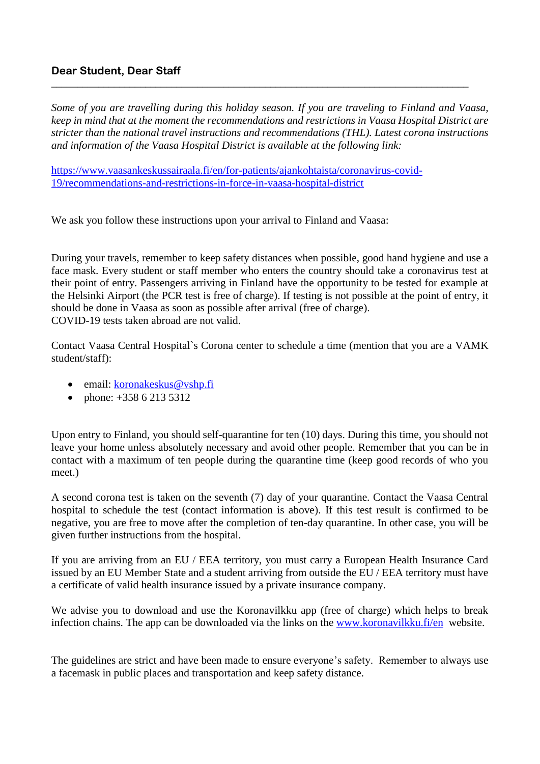**Dear Student, Dear Staff**

---

*Some of you are travelling during this holiday season. If you are traveling to Finland and Vaasa, keep in mind that at the moment the recommendations and restrictions in Vaasa Hospital District are stricter than the national travel instructions and recommendations (THL). Latest corona instructions and information of the Vaasa Hospital District is available at the following link:*

[https://www.vaasankeskussairaala.fi/en/for-patients/ajankohtaista/coronavirus-covid-19/recommendations-and-restrictions-in-force-in-vaasa-hospital-district](https://www.vaasankeskussairaala.fi/en/for-patients/ajankohtaista/coronavirus-covid-19/recommendations-and-restrictions-in-force-in-vaasa-hospital-district)

We ask you follow these instructions upon your arrival to Finland and Vaasa:

During your travels, remember to keep safety distances when possible, good hand hygiene and use a face mask. Every student or staff member who enters the country should take a coronavirus test at their point of entry. Passengers arriving in Finland have the opportunity to be tested for example at the Helsinki Airport (the PCR test is free of charge). If testing is not possible at the point of entry, it should be done in Vaasa as soon as possible after arrival (free of charge).
COVID-19 tests taken abroad are not valid.

Contact Vaasa Central Hospital`s Corona center to schedule a time (mention that you are a VAMK student/staff):

- email: [koronakeskus@vshp.fi](mailto:koronakeskus@vshp.fi)
- phone: +358 6 213 5312

Upon entry to Finland, you should self-quarantine for ten (10) days. During this time, you should not leave your home unless absolutely necessary and avoid other people. Remember that you can be in contact with a maximum of ten people during the quarantine time (keep good records of who you meet.)

A second corona test is taken on the seventh (7) day of your quarantine. Contact the Vaasa Central hospital to schedule the test (contact information is above). If this test result is confirmed to be negative, you are free to move after the completion of ten-day quarantine. In other case, you will be given further instructions from the hospital.

If you are arriving from an EU / EEA territory, you must carry a European Health Insurance Card issued by an EU Member State and a student arriving from outside the EU / EEA territory must have a certificate of valid health insurance issued by a private insurance company.

We advise you to download and use the Koronavilkku app (free of charge) which helps to break infection chains. The app can be downloaded via the links on the [www.koronavilkku.fi/en](http://www.koronavilkku.fi/en) website.

The guidelines are strict and have been made to ensure everyone's safety. Remember to always use a facemask in public places and transportation and keep safety distance.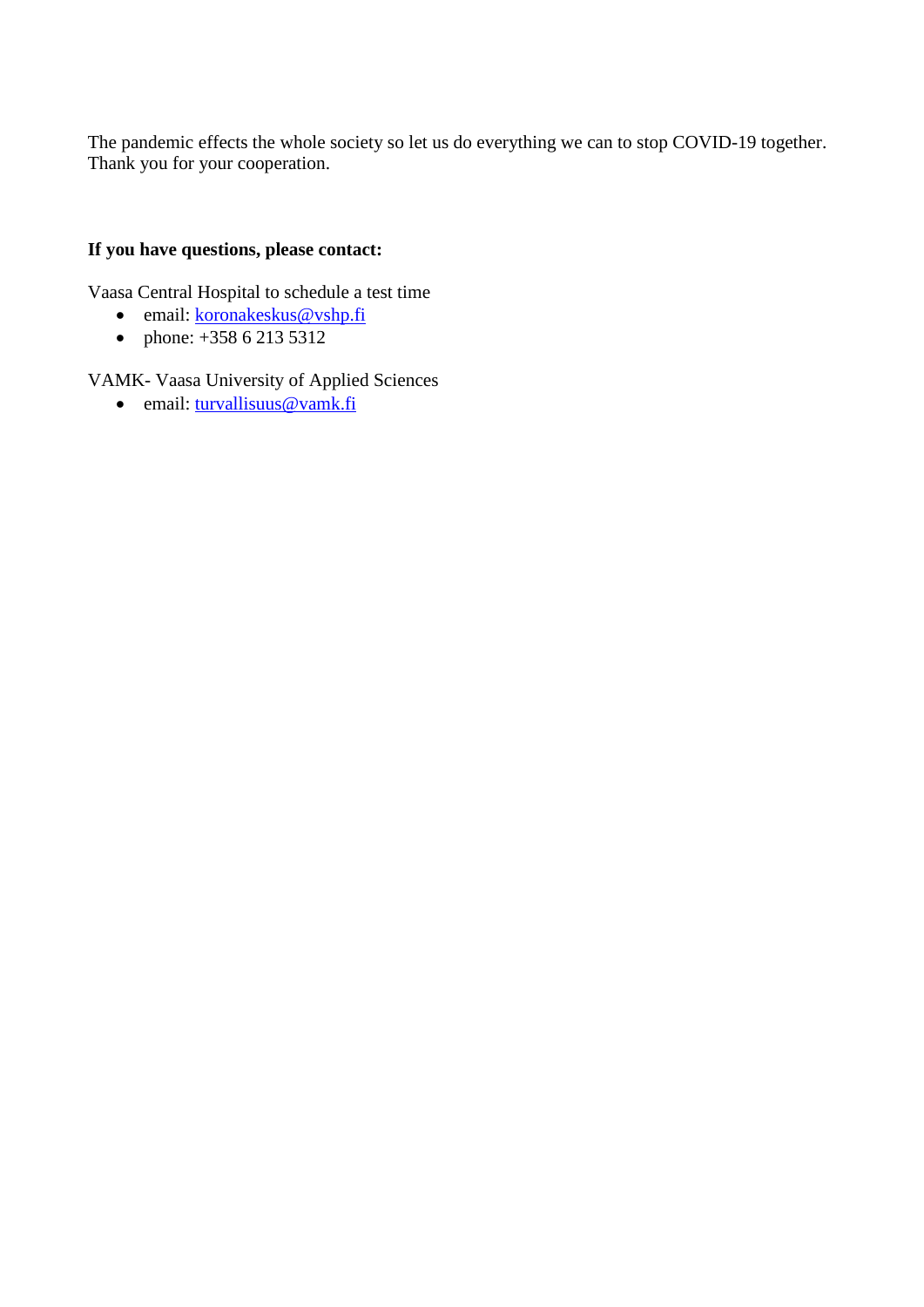The pandemic effects the whole society so let us do everything we can to stop COVID-19 together. Thank you for your cooperation.

**If you have questions, please contact:**

Vaasa Central Hospital to schedule a test time

- email: koronakeskus@vshp.fi
- phone: +358 6 213 5312

VAMK- Vaasa University of Applied Sciences

- email: turvallisuus@vamk.fi